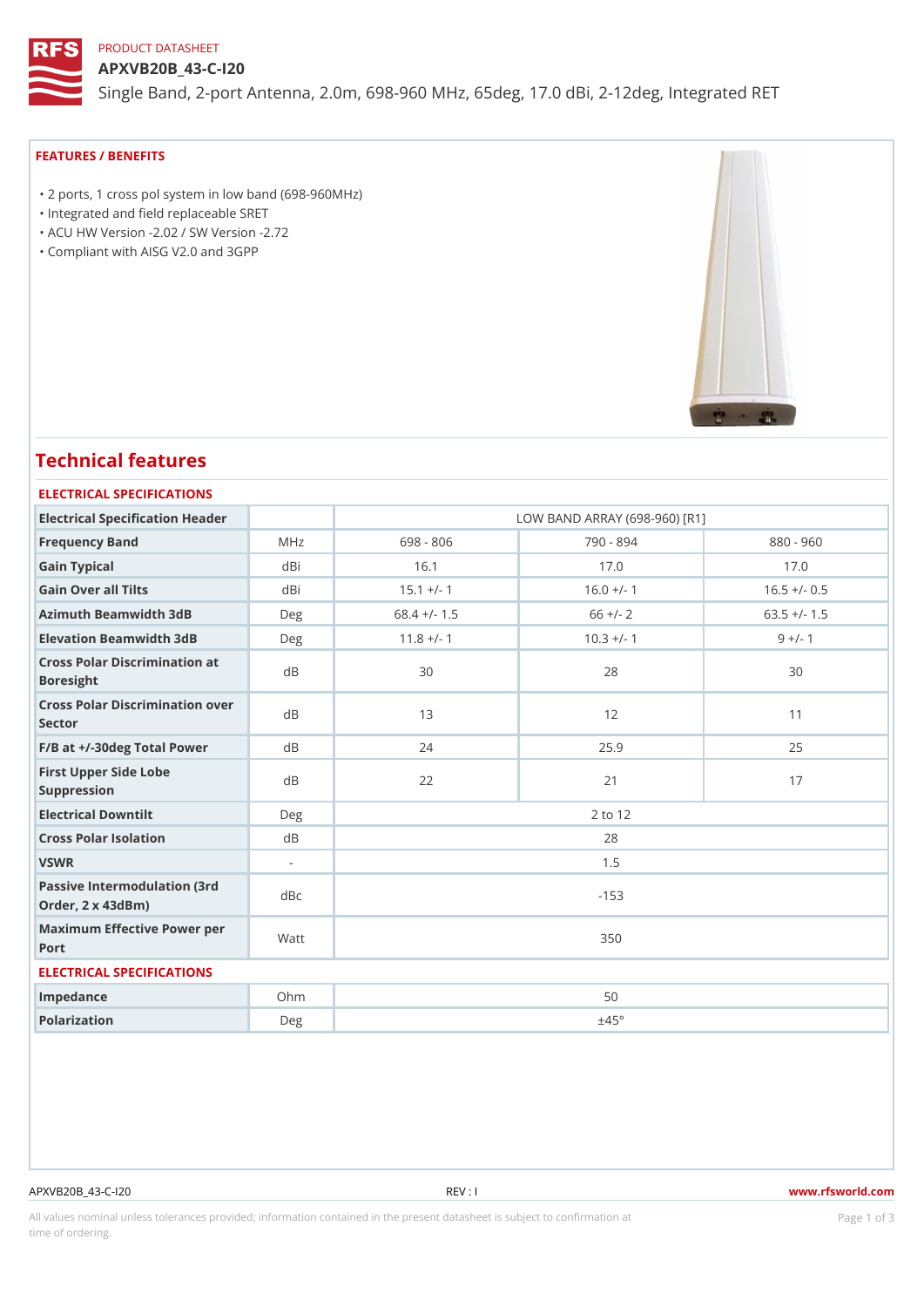PRODUCT DATASHEET

# APXVB20B_43-C-I20

Single Band, 2-port Antenna, 2.0m, 698-960 MHz, 65deg, 17.0 dBi, 2-12deg, Integrated RET

## FEATURES / BENEFITS

- 2 ports, 1 cross pol system in low band (698-960MHz)
- Integrated and field replaceable SRET
- ACU HW Version -2.02 / SW Version -2.72
- Compliant with AISG V2.0 and 3GPP

## Technical features

### ELECTRICAL SPECIFICATIONS

| Electrical Specification Header | | LOW BAND ARRAY (698-960) [R1] | | |
|---|---|---|---|---|
| Frequency Band | MHz | 698 - 806 | 790 - 894 | 880 - 960 |
| Gain Typical | dBi | 16.1 | 17.0 | 17.0 |
| Gain Over all Tilts | dBi | 15.1 +/- 1 | 16.0 +/- 1 | 16.5 +/- 0.5 |
| Azimuth Beamwidth 3dB | Deg | 68.4 +/- 1.5 | 66 +/- 2 | 63.5 +/- 1.5 |
| Elevation Beamwidth 3dB | Deg | 11.8 +/- 1 | 10.3 +/- 1 | 9 +/- 1 |
| Cross Polar Discrimination at Boresight | dB | 30 | 28 | 30 |
| Cross Polar Discrimination over Sector | dB | 13 | 12 | 11 |
| F/B at +/-30deg Total Power | dB | 24 | 25.9 | 25 |
| First Upper Side Lobe Suppression | dB | 22 | 21 | 17 |
| Electrical Downtilt | Deg | 2 to 12 | | |
| Cross Polar Isolation | dB | 28 | | |
| VSWR | - | 1.5 | | |
| Passive Intermodulation (3rd Order, 2 x 43dBm) | dBc | -153 | | |
| Maximum Effective Power per Port | Watt | 350 | | |

### ELECTRICAL SPECIFICATIONS

| Impedance | Ohm | 50 |
|---|---|---|
| Polarization | Deg | ±45° |

APXVB20B_43-C-I20 REV : I www.rfsworld.com

All values nominal unless tolerances provided; information contained in the present datasheet is subject to confirmation at time of ordering.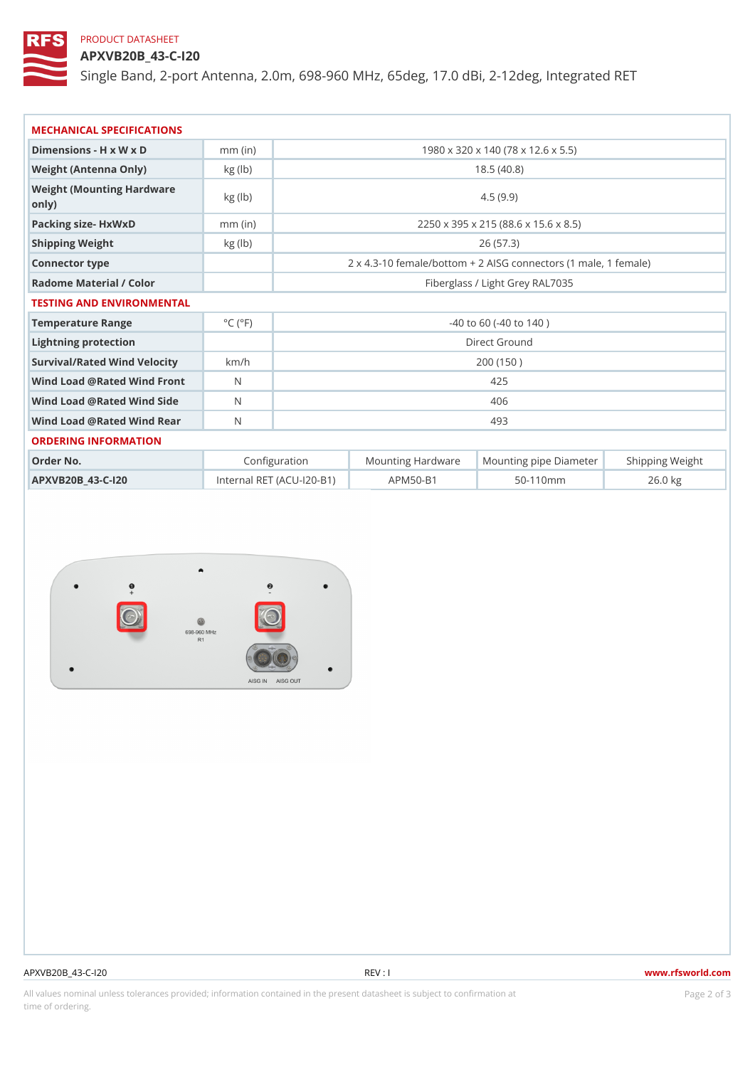PRODUCT DATASHEET

# APXVB20B_43-C-I20

Single Band, 2-port Antenna, 2.0m, 698-960 MHz, 65deg, 17.0 dBi, 2-12deg, Integrated RET

## MECHANICAL SPECIFICATIONS

| | | |
|---|---|---|
| Dimensions - H x W x D | mm (in) | 1980 x 320 x 140 (78 x 12.6 x 5.5) |
| Weight (Antenna Only) | kg (lb) | 18.5 (40.8) |
| Weight (Mounting Hardware only) | kg (lb) | 4.5 (9.9) |
| Packing size- HxWxD | mm (in) | 2250 x 395 x 215 (88.6 x 15.6 x 8.5) |
| Shipping Weight | kg (lb) | 26 (57.3) |
| Connector type | | 2 x 4.3-10 female/bottom + 2 AISG connectors (1 male, 1 female) |
| Radome Material / Color | | Fiberglass / Light Grey RAL7035 |

## TESTING AND ENVIRONMENTAL

| | | |
|---|---|---|
| Temperature Range | °C (°F) | -40 to 60 (-40 to 140 ) |
| Lightning protection | | Direct Ground |
| Survival/Rated Wind Velocity | km/h | 200 (150 ) |
| Wind Load @Rated Wind Front | N | 425 |
| Wind Load @Rated Wind Side | N | 406 |
| Wind Load @Rated Wind Rear | N | 493 |

## ORDERING INFORMATION

| Order No. | Configuration | Mounting Hardware | Mounting pipe Diameter | Shipping Weight |
|---|---|---|---|---|
| APXVB20B_43-C-I20 | Internal RET (ACU-I20-B1) | APM50-B1 | 50-110mm | 26.0 kg |

APXVB20B_43-C-I20 REV : I www.rfsworld.com

All values nominal unless tolerances provided; information contained in the present datasheet is subject to confirmation at time of ordering.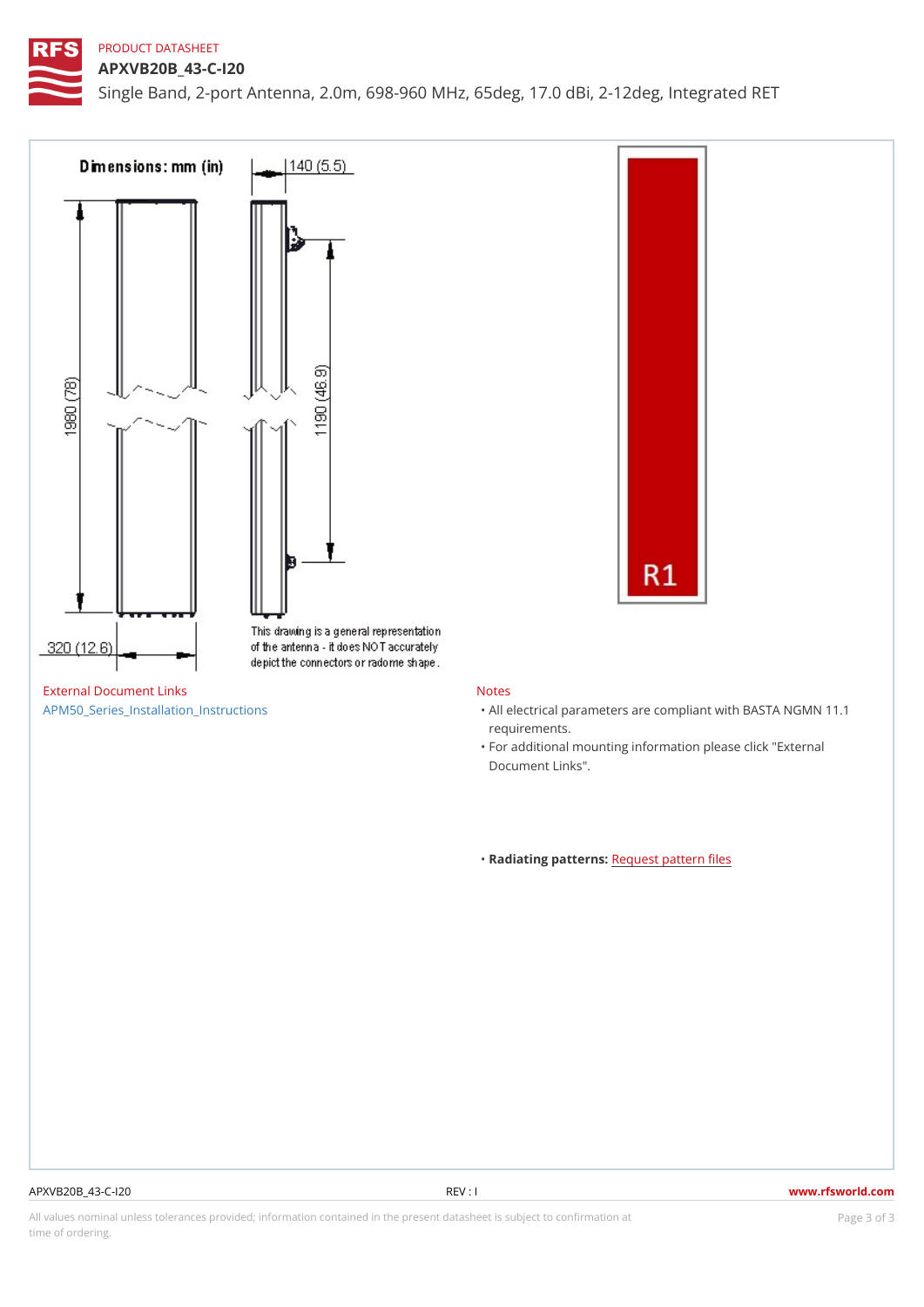PRODUCT DATASHEET

# APXVB20B_43-C-I20

Single Band, 2-port Antenna, 2.0m, 698-960 MHz, 65deg, 17.0 dBi, 2-12deg, Integrated RET

Dimensions: mm (in)

140 (5.5)

1980 (78)

1190 (46.9)

320 (12.6)

This drawing is a general representation of the antenna - it does NOT accurately depict the connectors or radome shape.

R1

## External Document Links

APM50_Series_Installation_Instructions

## Notes

- All electrical parameters are compliant with BASTA NGMN 11.1 requirements.
- For additional mounting information please click "External Document Links".

- **Radiating patterns:** Request pattern files

APXVB20B_43-C-I20 REV : I www.rfsworld.com

All values nominal unless tolerances provided; information contained in the present datasheet is subject to confirmation at time of ordering.